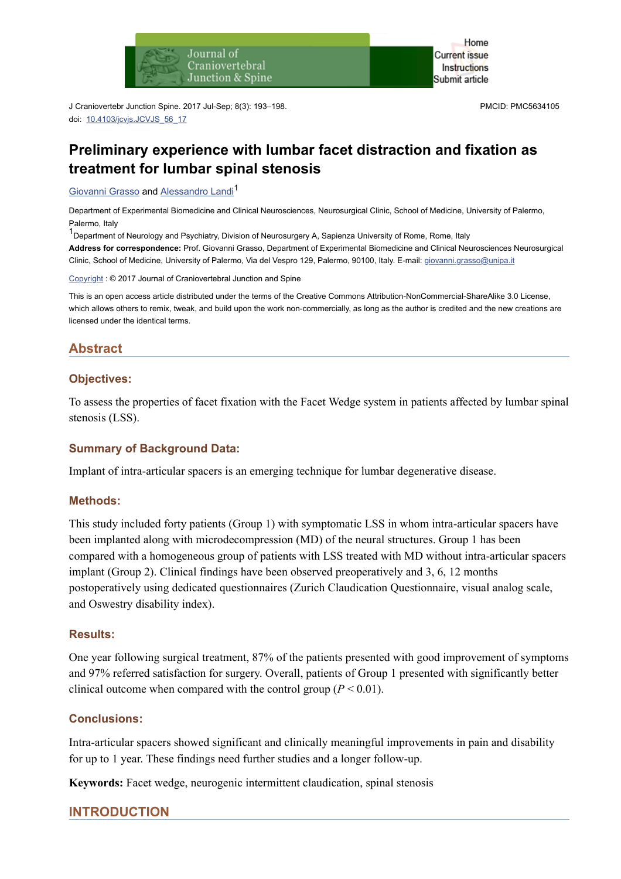J Craniovertebr Junction Spine. 2017 Jul-Sep; 8(3): 193–198.
doi: 10.4103/jcvjs.JCVJS_56_17

PMCID: PMC5634105

# Preliminary experience with lumbar facet distraction and fixation as treatment for lumbar spinal stenosis

Giovanni Grasso and Alessandro Landi[1]

Department of Experimental Biomedicine and Clinical Neurosciences, Neurosurgical Clinic, School of Medicine, University of Palermo, Palermo, Italy

[1]Department of Neurology and Psychiatry, Division of Neurosurgery A, Sapienza University of Rome, Rome, Italy

**Address for correspondence:** Prof. Giovanni Grasso, Department of Experimental Biomedicine and Clinical Neurosciences Neurosurgical Clinic, School of Medicine, University of Palermo, Via del Vespro 129, Palermo, 90100, Italy. E-mail: giovanni.grasso@unipa.it

Copyright : © 2017 Journal of Craniovertebral Junction and Spine

This is an open access article distributed under the terms of the Creative Commons Attribution-NonCommercial-ShareAlike 3.0 License, which allows others to remix, tweak, and build upon the work non-commercially, as long as the author is credited and the new creations are licensed under the identical terms.

## Abstract

### Objectives:

To assess the properties of facet fixation with the Facet Wedge system in patients affected by lumbar spinal stenosis (LSS).

### Summary of Background Data:

Implant of intra-articular spacers is an emerging technique for lumbar degenerative disease.

### Methods:

This study included forty patients (Group 1) with symptomatic LSS in whom intra-articular spacers have been implanted along with microdecompression (MD) of the neural structures. Group 1 has been compared with a homogeneous group of patients with LSS treated with MD without intra-articular spacers implant (Group 2). Clinical findings have been observed preoperatively and 3, 6, 12 months postoperatively using dedicated questionnaires (Zurich Claudication Questionnaire, visual analog scale, and Oswestry disability index).

### Results:

One year following surgical treatment, 87% of the patients presented with good improvement of symptoms and 97% referred satisfaction for surgery. Overall, patients of Group 1 presented with significantly better clinical outcome when compared with the control group ($P < 0.01$).

### Conclusions:

Intra-articular spacers showed significant and clinically meaningful improvements in pain and disability for up to 1 year. These findings need further studies and a longer follow-up.

**Keywords:** Facet wedge, neurogenic intermittent claudication, spinal stenosis

## INTRODUCTION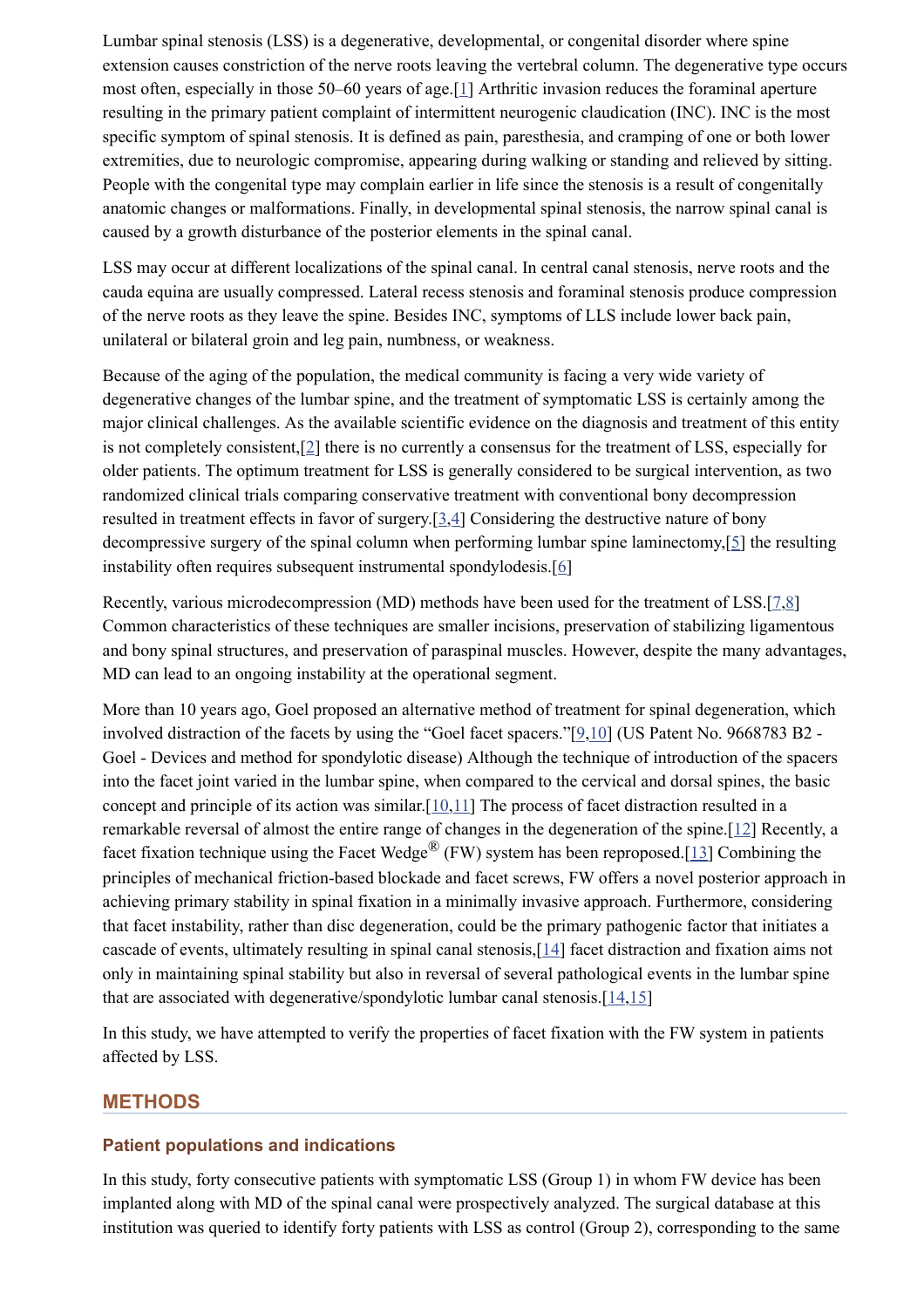Lumbar spinal stenosis (LSS) is a degenerative, developmental, or congenital disorder where spine extension causes constriction of the nerve roots leaving the vertebral column. The degenerative type occurs most often, especially in those 50–60 years of age.[1] Arthritic invasion reduces the foraminal aperture resulting in the primary patient complaint of intermittent neurogenic claudication (INC). INC is the most specific symptom of spinal stenosis. It is defined as pain, paresthesia, and cramping of one or both lower extremities, due to neurologic compromise, appearing during walking or standing and relieved by sitting. People with the congenital type may complain earlier in life since the stenosis is a result of congenitally anatomic changes or malformations. Finally, in developmental spinal stenosis, the narrow spinal canal is caused by a growth disturbance of the posterior elements in the spinal canal.

LSS may occur at different localizations of the spinal canal. In central canal stenosis, nerve roots and the cauda equina are usually compressed. Lateral recess stenosis and foraminal stenosis produce compression of the nerve roots as they leave the spine. Besides INC, symptoms of LLS include lower back pain, unilateral or bilateral groin and leg pain, numbness, or weakness.

Because of the aging of the population, the medical community is facing a very wide variety of degenerative changes of the lumbar spine, and the treatment of symptomatic LSS is certainly among the major clinical challenges. As the available scientific evidence on the diagnosis and treatment of this entity is not completely consistent,[2] there is no currently a consensus for the treatment of LSS, especially for older patients. The optimum treatment for LSS is generally considered to be surgical intervention, as two randomized clinical trials comparing conservative treatment with conventional bony decompression resulted in treatment effects in favor of surgery.[3,4] Considering the destructive nature of bony decompressive surgery of the spinal column when performing lumbar spine laminectomy,[5] the resulting instability often requires subsequent instrumental spondylodesis.[6]

Recently, various microdecompression (MD) methods have been used for the treatment of LSS.[7,8] Common characteristics of these techniques are smaller incisions, preservation of stabilizing ligamentous and bony spinal structures, and preservation of paraspinal muscles. However, despite the many advantages, MD can lead to an ongoing instability at the operational segment.

More than 10 years ago, Goel proposed an alternative method of treatment for spinal degeneration, which involved distraction of the facets by using the "Goel facet spacers."[9,10] (US Patent No. 9668783 B2 - Goel - Devices and method for spondylotic disease) Although the technique of introduction of the spacers into the facet joint varied in the lumbar spine, when compared to the cervical and dorsal spines, the basic concept and principle of its action was similar.[10,11] The process of facet distraction resulted in a remarkable reversal of almost the entire range of changes in the degeneration of the spine.[12] Recently, a facet fixation technique using the Facet Wedge® (FW) system has been reproposed.[13] Combining the principles of mechanical friction-based blockade and facet screws, FW offers a novel posterior approach in achieving primary stability in spinal fixation in a minimally invasive approach. Furthermore, considering that facet instability, rather than disc degeneration, could be the primary pathogenic factor that initiates a cascade of events, ultimately resulting in spinal canal stenosis,[14] facet distraction and fixation aims not only in maintaining spinal stability but also in reversal of several pathological events in the lumbar spine that are associated with degenerative/spondylotic lumbar canal stenosis.[14,15]

In this study, we have attempted to verify the properties of facet fixation with the FW system in patients affected by LSS.

## METHODS

### Patient populations and indications

In this study, forty consecutive patients with symptomatic LSS (Group 1) in whom FW device has been implanted along with MD of the spinal canal were prospectively analyzed. The surgical database at this institution was queried to identify forty patients with LSS as control (Group 2), corresponding to the same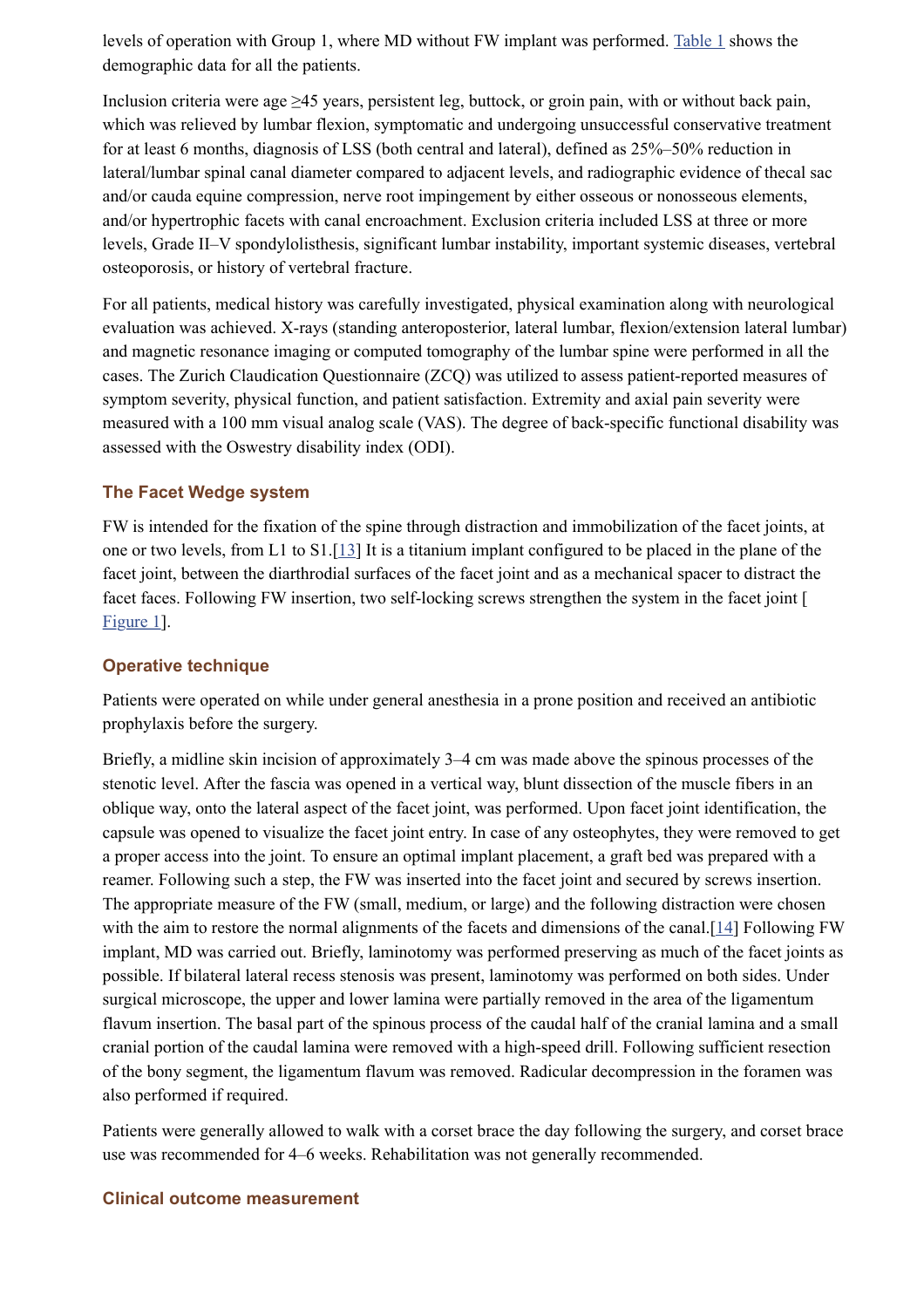levels of operation with Group 1, where MD without FW implant was performed. Table 1 shows the demographic data for all the patients.

Inclusion criteria were age ≥45 years, persistent leg, buttock, or groin pain, with or without back pain, which was relieved by lumbar flexion, symptomatic and undergoing unsuccessful conservative treatment for at least 6 months, diagnosis of LSS (both central and lateral), defined as 25%–50% reduction in lateral/lumbar spinal canal diameter compared to adjacent levels, and radiographic evidence of thecal sac and/or cauda equine compression, nerve root impingement by either osseous or nonosseous elements, and/or hypertrophic facets with canal encroachment. Exclusion criteria included LSS at three or more levels, Grade II–V spondylolisthesis, significant lumbar instability, important systemic diseases, vertebral osteoporosis, or history of vertebral fracture.

For all patients, medical history was carefully investigated, physical examination along with neurological evaluation was achieved. X-rays (standing anteroposterior, lateral lumbar, flexion/extension lateral lumbar) and magnetic resonance imaging or computed tomography of the lumbar spine were performed in all the cases. The Zurich Claudication Questionnaire (ZCQ) was utilized to assess patient-reported measures of symptom severity, physical function, and patient satisfaction. Extremity and axial pain severity were measured with a 100 mm visual analog scale (VAS). The degree of back-specific functional disability was assessed with the Oswestry disability index (ODI).

### The Facet Wedge system

FW is intended for the fixation of the spine through distraction and immobilization of the facet joints, at one or two levels, from L1 to S1.[13] It is a titanium implant configured to be placed in the plane of the facet joint, between the diarthrodial surfaces of the facet joint and as a mechanical spacer to distract the facet faces. Following FW insertion, two self-locking screws strengthen the system in the facet joint [Figure 1].

### Operative technique

Patients were operated on while under general anesthesia in a prone position and received an antibiotic prophylaxis before the surgery.

Briefly, a midline skin incision of approximately 3–4 cm was made above the spinous processes of the stenotic level. After the fascia was opened in a vertical way, blunt dissection of the muscle fibers in an oblique way, onto the lateral aspect of the facet joint, was performed. Upon facet joint identification, the capsule was opened to visualize the facet joint entry. In case of any osteophytes, they were removed to get a proper access into the joint. To ensure an optimal implant placement, a graft bed was prepared with a reamer. Following such a step, the FW was inserted into the facet joint and secured by screws insertion. The appropriate measure of the FW (small, medium, or large) and the following distraction were chosen with the aim to restore the normal alignments of the facets and dimensions of the canal.[14] Following FW implant, MD was carried out. Briefly, laminotomy was performed preserving as much of the facet joints as possible. If bilateral lateral recess stenosis was present, laminotomy was performed on both sides. Under surgical microscope, the upper and lower lamina were partially removed in the area of the ligamentum flavum insertion. The basal part of the spinous process of the caudal half of the cranial lamina and a small cranial portion of the caudal lamina were removed with a high-speed drill. Following sufficient resection of the bony segment, the ligamentum flavum was removed. Radicular decompression in the foramen was also performed if required.

Patients were generally allowed to walk with a corset brace the day following the surgery, and corset brace use was recommended for 4–6 weeks. Rehabilitation was not generally recommended.

### Clinical outcome measurement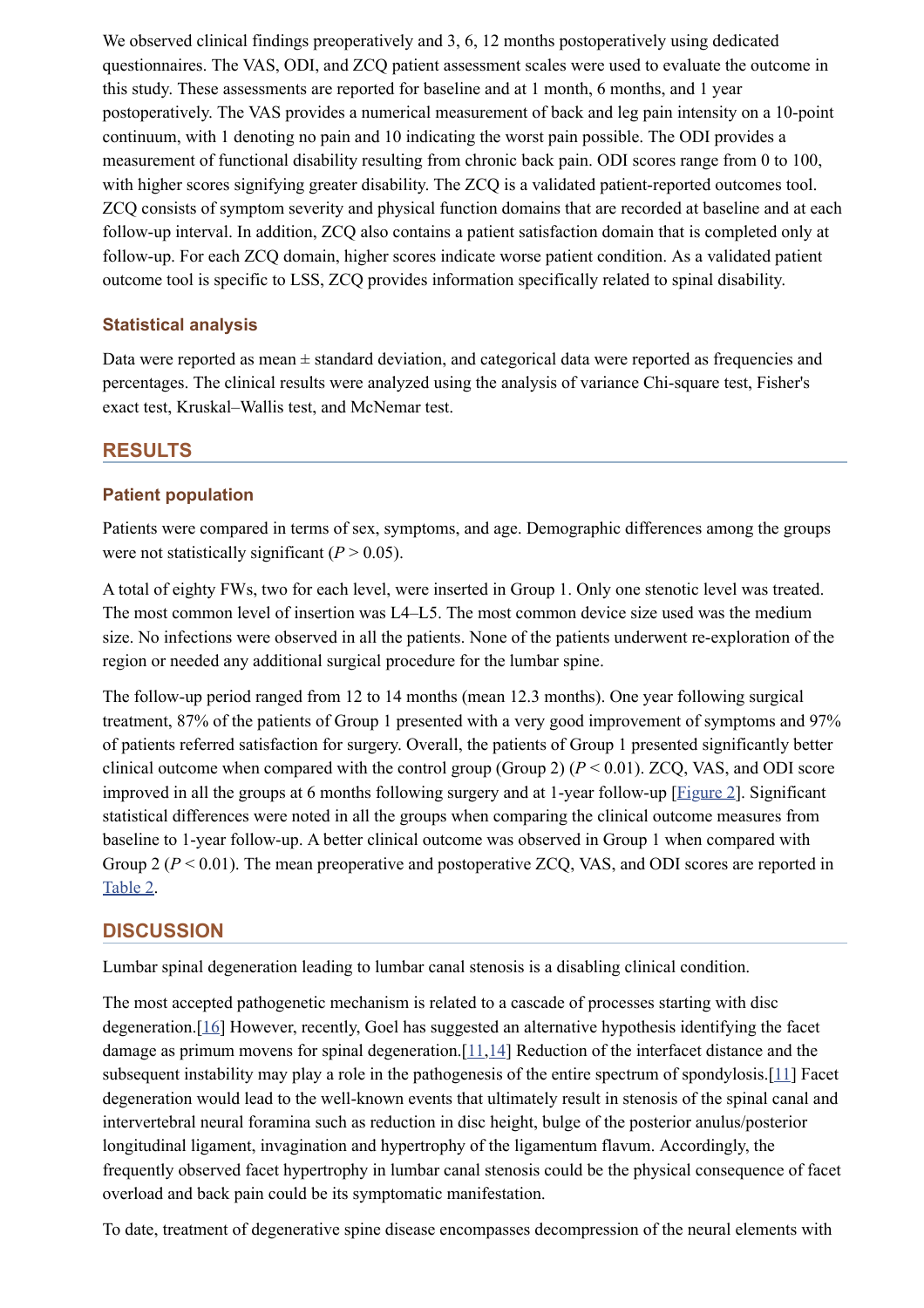We observed clinical findings preoperatively and 3, 6, 12 months postoperatively using dedicated questionnaires. The VAS, ODI, and ZCQ patient assessment scales were used to evaluate the outcome in this study. These assessments are reported for baseline and at 1 month, 6 months, and 1 year postoperatively. The VAS provides a numerical measurement of back and leg pain intensity on a 10-point continuum, with 1 denoting no pain and 10 indicating the worst pain possible. The ODI provides a measurement of functional disability resulting from chronic back pain. ODI scores range from 0 to 100, with higher scores signifying greater disability. The ZCQ is a validated patient-reported outcomes tool. ZCQ consists of symptom severity and physical function domains that are recorded at baseline and at each follow-up interval. In addition, ZCQ also contains a patient satisfaction domain that is completed only at follow-up. For each ZCQ domain, higher scores indicate worse patient condition. As a validated patient outcome tool is specific to LSS, ZCQ provides information specifically related to spinal disability.

### Statistical analysis

Data were reported as mean ± standard deviation, and categorical data were reported as frequencies and percentages. The clinical results were analyzed using the analysis of variance Chi-square test, Fisher's exact test, Kruskal–Wallis test, and McNemar test.

## RESULTS

### Patient population

Patients were compared in terms of sex, symptoms, and age. Demographic differences among the groups were not statistically significant ($P > 0.05$).

A total of eighty FWs, two for each level, were inserted in Group 1. Only one stenotic level was treated. The most common level of insertion was L4–L5. The most common device size used was the medium size. No infections were observed in all the patients. None of the patients underwent re-exploration of the region or needed any additional surgical procedure for the lumbar spine.

The follow-up period ranged from 12 to 14 months (mean 12.3 months). One year following surgical treatment, 87% of the patients of Group 1 presented with a very good improvement of symptoms and 97% of patients referred satisfaction for surgery. Overall, the patients of Group 1 presented significantly better clinical outcome when compared with the control group (Group 2) ($P < 0.01$). ZCQ, VAS, and ODI score improved in all the groups at 6 months following surgery and at 1-year follow-up [Figure 2]. Significant statistical differences were noted in all the groups when comparing the clinical outcome measures from baseline to 1-year follow-up. A better clinical outcome was observed in Group 1 when compared with Group 2 ($P < 0.01$). The mean preoperative and postoperative ZCQ, VAS, and ODI scores are reported in Table 2.

## DISCUSSION

Lumbar spinal degeneration leading to lumbar canal stenosis is a disabling clinical condition.

The most accepted pathogenetic mechanism is related to a cascade of processes starting with disc degeneration.[16] However, recently, Goel has suggested an alternative hypothesis identifying the facet damage as primum movens for spinal degeneration.[11,14] Reduction of the interfacet distance and the subsequent instability may play a role in the pathogenesis of the entire spectrum of spondylosis.[11] Facet degeneration would lead to the well-known events that ultimately result in stenosis of the spinal canal and intervertebral neural foramina such as reduction in disc height, bulge of the posterior anulus/posterior longitudinal ligament, invagination and hypertrophy of the ligamentum flavum. Accordingly, the frequently observed facet hypertrophy in lumbar canal stenosis could be the physical consequence of facet overload and back pain could be its symptomatic manifestation.

To date, treatment of degenerative spine disease encompasses decompression of the neural elements with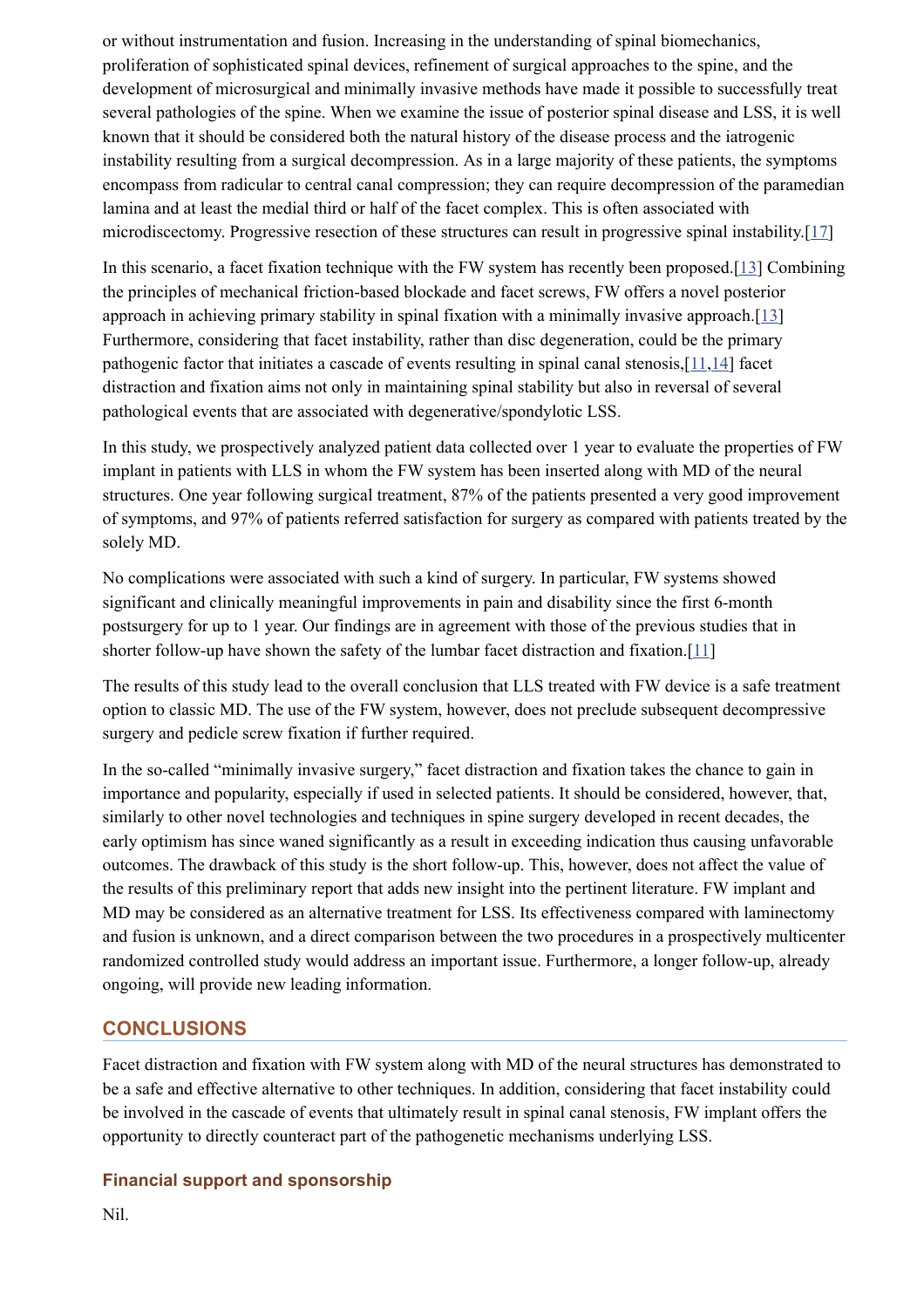or without instrumentation and fusion. Increasing in the understanding of spinal biomechanics, proliferation of sophisticated spinal devices, refinement of surgical approaches to the spine, and the development of microsurgical and minimally invasive methods have made it possible to successfully treat several pathologies of the spine. When we examine the issue of posterior spinal disease and LSS, it is well known that it should be considered both the natural history of the disease process and the iatrogenic instability resulting from a surgical decompression. As in a large majority of these patients, the symptoms encompass from radicular to central canal compression; they can require decompression of the paramedian lamina and at least the medial third or half of the facet complex. This is often associated with microdiscectomy. Progressive resection of these structures can result in progressive spinal instability.[17]

In this scenario, a facet fixation technique with the FW system has recently been proposed.[13] Combining the principles of mechanical friction-based blockade and facet screws, FW offers a novel posterior approach in achieving primary stability in spinal fixation with a minimally invasive approach.[13] Furthermore, considering that facet instability, rather than disc degeneration, could be the primary pathogenic factor that initiates a cascade of events resulting in spinal canal stenosis,[11,14] facet distraction and fixation aims not only in maintaining spinal stability but also in reversal of several pathological events that are associated with degenerative/spondylotic LSS.

In this study, we prospectively analyzed patient data collected over 1 year to evaluate the properties of FW implant in patients with LLS in whom the FW system has been inserted along with MD of the neural structures. One year following surgical treatment, 87% of the patients presented a very good improvement of symptoms, and 97% of patients referred satisfaction for surgery as compared with patients treated by the solely MD.

No complications were associated with such a kind of surgery. In particular, FW systems showed significant and clinically meaningful improvements in pain and disability since the first 6-month postsurgery for up to 1 year. Our findings are in agreement with those of the previous studies that in shorter follow-up have shown the safety of the lumbar facet distraction and fixation.[11]

The results of this study lead to the overall conclusion that LLS treated with FW device is a safe treatment option to classic MD. The use of the FW system, however, does not preclude subsequent decompressive surgery and pedicle screw fixation if further required.

In the so-called "minimally invasive surgery," facet distraction and fixation takes the chance to gain in importance and popularity, especially if used in selected patients. It should be considered, however, that, similarly to other novel technologies and techniques in spine surgery developed in recent decades, the early optimism has since waned significantly as a result in exceeding indication thus causing unfavorable outcomes. The drawback of this study is the short follow-up. This, however, does not affect the value of the results of this preliminary report that adds new insight into the pertinent literature. FW implant and MD may be considered as an alternative treatment for LSS. Its effectiveness compared with laminectomy and fusion is unknown, and a direct comparison between the two procedures in a prospectively multicenter randomized controlled study would address an important issue. Furthermore, a longer follow-up, already ongoing, will provide new leading information.

## CONCLUSIONS

Facet distraction and fixation with FW system along with MD of the neural structures has demonstrated to be a safe and effective alternative to other techniques. In addition, considering that facet instability could be involved in the cascade of events that ultimately result in spinal canal stenosis, FW implant offers the opportunity to directly counteract part of the pathogenetic mechanisms underlying LSS.

### Financial support and sponsorship

Nil.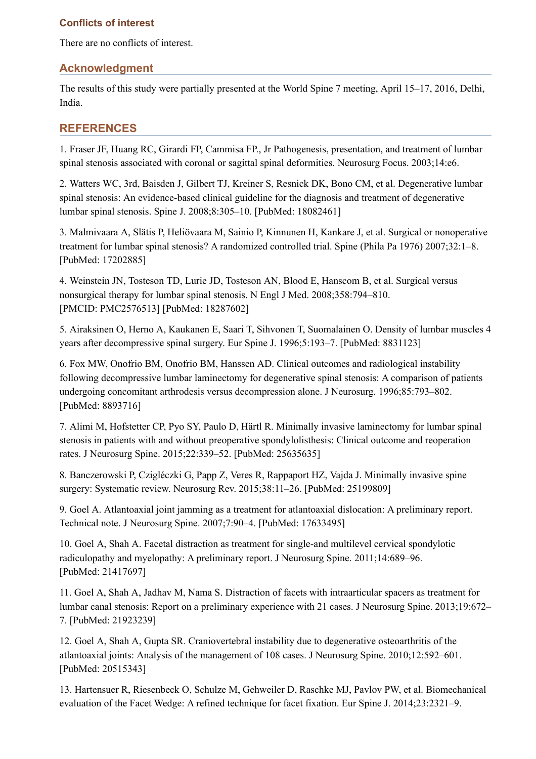### Conflicts of interest

There are no conflicts of interest.

## Acknowledgment

The results of this study were partially presented at the World Spine 7 meeting, April 15–17, 2016, Delhi, India.

## REFERENCES

1. Fraser JF, Huang RC, Girardi FP, Cammisa FP., Jr Pathogenesis, presentation, and treatment of lumbar spinal stenosis associated with coronal or sagittal spinal deformities. Neurosurg Focus. 2003;14:e6.

2. Watters WC, 3rd, Baisden J, Gilbert TJ, Kreiner S, Resnick DK, Bono CM, et al. Degenerative lumbar spinal stenosis: An evidence-based clinical guideline for the diagnosis and treatment of degenerative lumbar spinal stenosis. Spine J. 2008;8:305–10. [PubMed: 18082461]

3. Malmivaara A, Slätis P, Heliövaara M, Sainio P, Kinnunen H, Kankare J, et al. Surgical or nonoperative treatment for lumbar spinal stenosis? A randomized controlled trial. Spine (Phila Pa 1976) 2007;32:1–8. [PubMed: 17202885]

4. Weinstein JN, Tosteson TD, Lurie JD, Tosteson AN, Blood E, Hanscom B, et al. Surgical versus nonsurgical therapy for lumbar spinal stenosis. N Engl J Med. 2008;358:794–810. [PMCID: PMC2576513] [PubMed: 18287602]

5. Airaksinen O, Herno A, Kaukanen E, Saari T, Sihvonen T, Suomalainen O. Density of lumbar muscles 4 years after decompressive spinal surgery. Eur Spine J. 1996;5:193–7. [PubMed: 8831123]

6. Fox MW, Onofrio BM, Onofrio BM, Hanssen AD. Clinical outcomes and radiological instability following decompressive lumbar laminectomy for degenerative spinal stenosis: A comparison of patients undergoing concomitant arthrodesis versus decompression alone. J Neurosurg. 1996;85:793–802. [PubMed: 8893716]

7. Alimi M, Hofstetter CP, Pyo SY, Paulo D, Härtl R. Minimally invasive laminectomy for lumbar spinal stenosis in patients with and without preoperative spondylolisthesis: Clinical outcome and reoperation rates. J Neurosurg Spine. 2015;22:339–52. [PubMed: 25635635]

8. Banczerowski P, Czigléczki G, Papp Z, Veres R, Rappaport HZ, Vajda J. Minimally invasive spine surgery: Systematic review. Neurosurg Rev. 2015;38:11–26. [PubMed: 25199809]

9. Goel A. Atlantoaxial joint jamming as a treatment for atlantoaxial dislocation: A preliminary report. Technical note. J Neurosurg Spine. 2007;7:90–4. [PubMed: 17633495]

10. Goel A, Shah A. Facetal distraction as treatment for single-and multilevel cervical spondylotic radiculopathy and myelopathy: A preliminary report. J Neurosurg Spine. 2011;14:689–96. [PubMed: 21417697]

11. Goel A, Shah A, Jadhav M, Nama S. Distraction of facets with intraarticular spacers as treatment for lumbar canal stenosis: Report on a preliminary experience with 21 cases. J Neurosurg Spine. 2013;19:672–7. [PubMed: 21923239]

12. Goel A, Shah A, Gupta SR. Craniovertebral instability due to degenerative osteoarthritis of the atlantoaxial joints: Analysis of the management of 108 cases. J Neurosurg Spine. 2010;12:592–601. [PubMed: 20515343]

13. Hartensuer R, Riesenbeck O, Schulze M, Gehweiler D, Raschke MJ, Pavlov PW, et al. Biomechanical evaluation of the Facet Wedge: A refined technique for facet fixation. Eur Spine J. 2014;23:2321–9.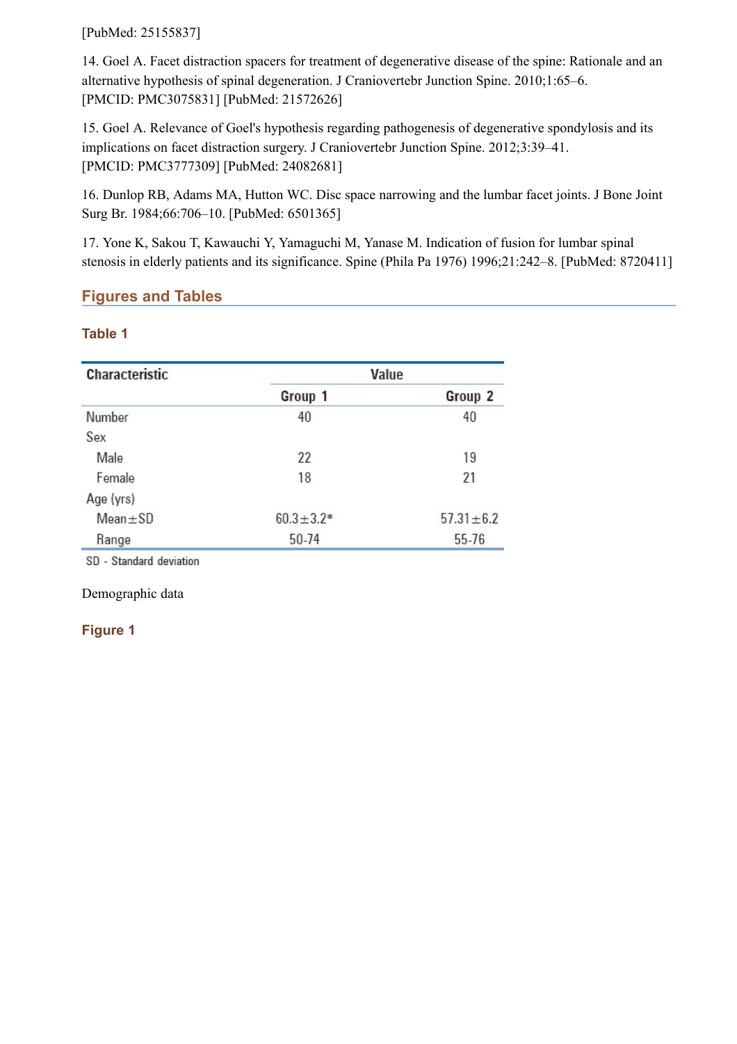[PubMed: 25155837]

14. Goel A. Facet distraction spacers for treatment of degenerative disease of the spine: Rationale and an alternative hypothesis of spinal degeneration. J Craniovertebr Junction Spine. 2010;1:65–6. [PMCID: PMC3075831] [PubMed: 21572626]

15. Goel A. Relevance of Goel's hypothesis regarding pathogenesis of degenerative spondylosis and its implications on facet distraction surgery. J Craniovertebr Junction Spine. 2012;3:39–41. [PMCID: PMC3777309] [PubMed: 24082681]

16. Dunlop RB, Adams MA, Hutton WC. Disc space narrowing and the lumbar facet joints. J Bone Joint Surg Br. 1984;66:706–10. [PubMed: 6501365]

17. Yone K, Sakou T, Kawauchi Y, Yamaguchi M, Yanase M. Indication of fusion for lumbar spinal stenosis in elderly patients and its significance. Spine (Phila Pa 1976) 1996;21:242–8. [PubMed: 8720411]

## Figures and Tables

### Table 1

| Characteristic | Value | |
|---|---|---|
| | Group 1 | Group 2 |
| Number | 40 | 40 |
| Sex | | |
| Male | 22 | 19 |
| Female | 18 | 21 |
| Age (yrs) | | |
| Mean±SD | 60.3±3.2* | 57.31±6.2 |
| Range | 50-74 | 55-76 |

SD - Standard deviation

Demographic data

### Figure 1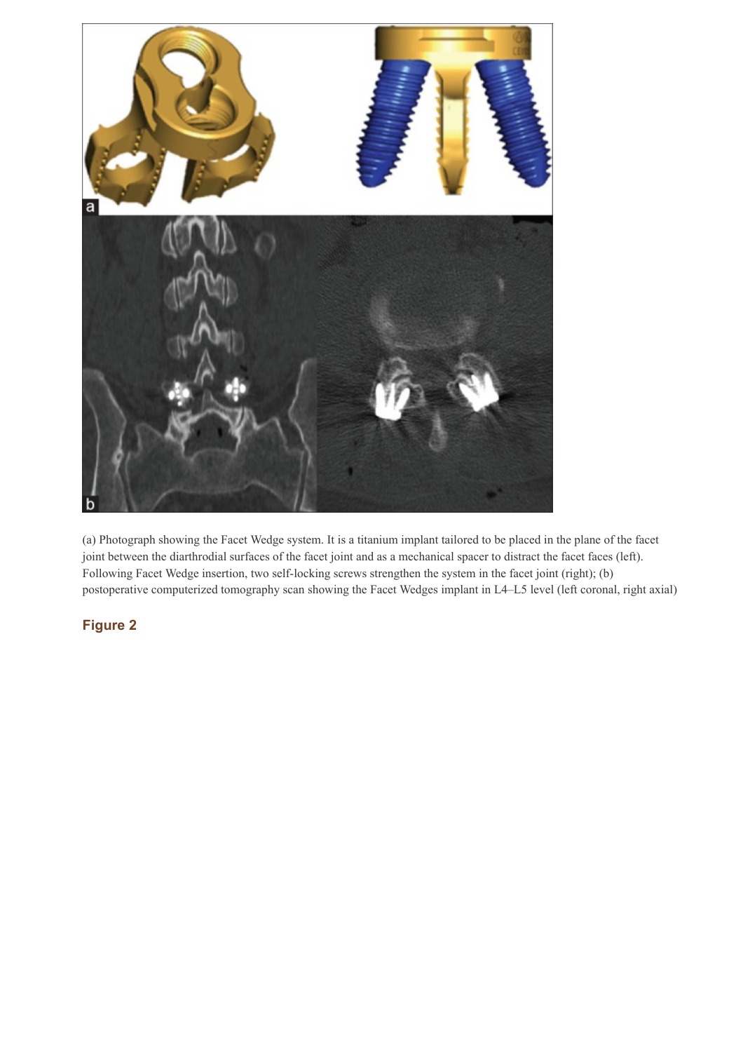(a) Photograph showing the Facet Wedge system. It is a titanium implant tailored to be placed in the plane of the facet joint between the diarthrodial surfaces of the facet joint and as a mechanical spacer to distract the facet faces (left). Following Facet Wedge insertion, two self-locking screws strengthen the system in the facet joint (right); (b) postoperative computerized tomography scan showing the Facet Wedges implant in L4–L5 level (left coronal, right axial)

**Figure 2**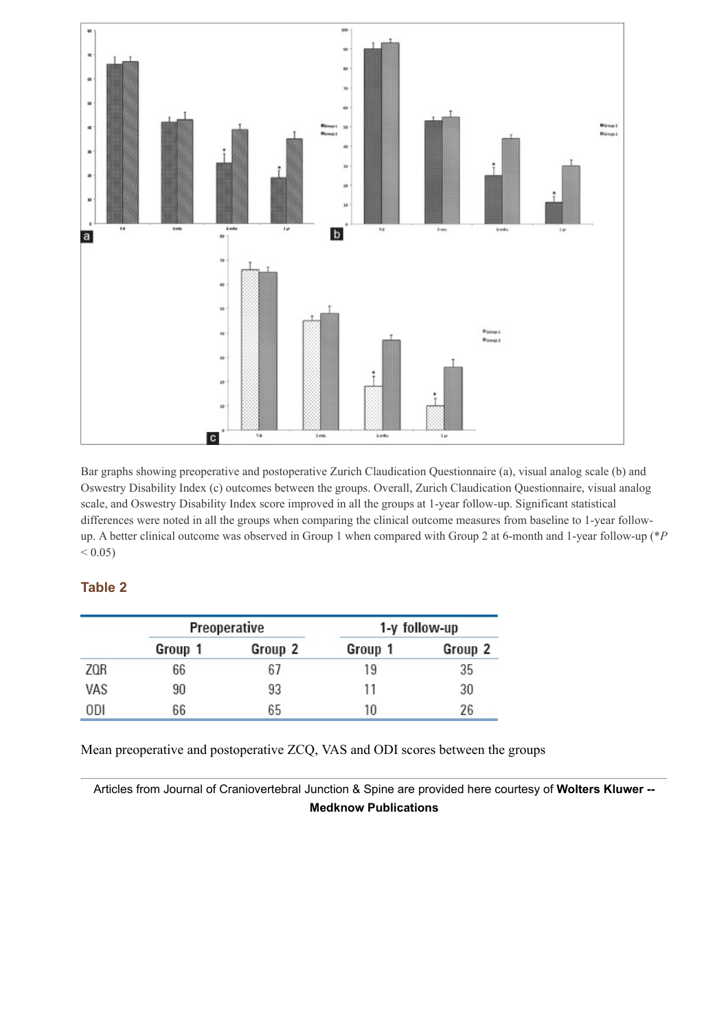a

b

c

Bar graphs showing preoperative and postoperative Zurich Claudication Questionnaire (a), visual analog scale (b) and Oswestry Disability Index (c) outcomes between the groups. Overall, Zurich Claudication Questionnaire, visual analog scale, and Oswestry Disability Index score improved in all the groups at 1-year follow-up. Significant statistical differences were noted in all the groups when comparing the clinical outcome measures from baseline to 1-year follow-up. A better clinical outcome was observed in Group 1 when compared with Group 2 at 6-month and 1-year follow-up (\*$P < 0.05$)

### Table 2

| | Preoperative | | 1-y follow-up | |
|---|---|---|---|---|
| | Group 1 | Group 2 | Group 1 | Group 2 |
| ZQR | 66 | 67 | 19 | 35 |
| VAS | 90 | 93 | 11 | 30 |
| ODI | 66 | 65 | 10 | 26 |

Mean preoperative and postoperative ZCQ, VAS and ODI scores between the groups

Articles from Journal of Craniovertebral Junction & Spine are provided here courtesy of **Wolters Kluwer -- Medknow Publications**